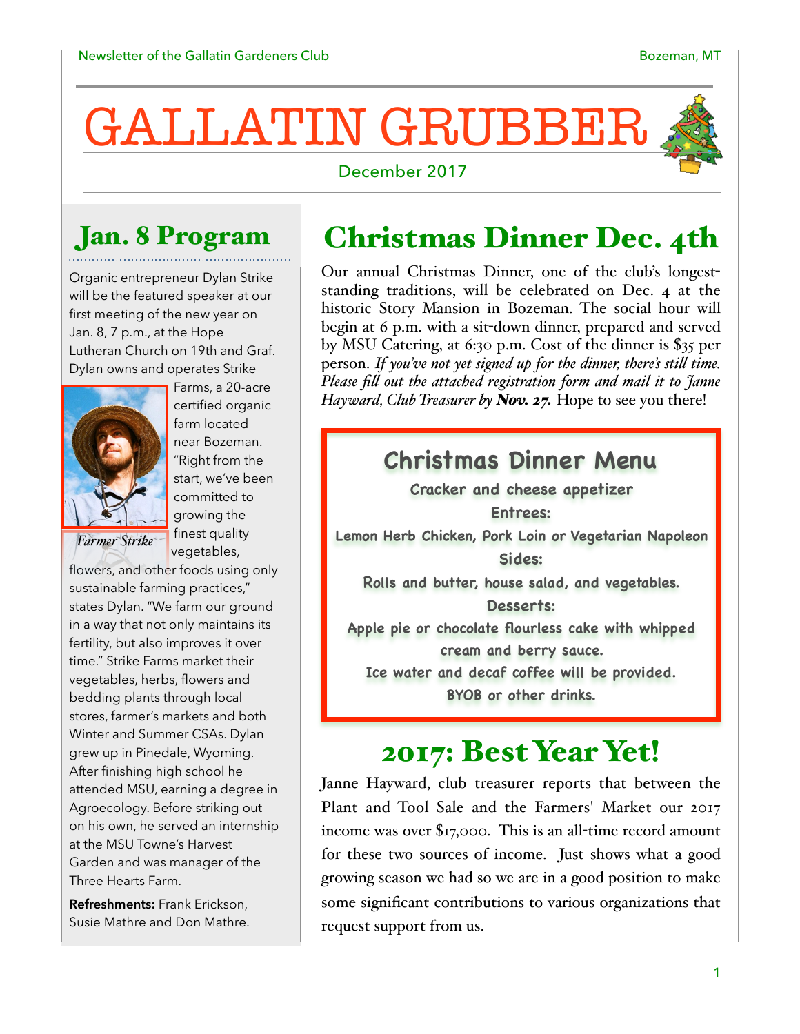# GALLATIN GRUBBER

December 2017

## Jan. 8 Program

Organic entrepreneur Dylan Strike will be the featured speaker at our first meeting of the new year on Jan. 8, 7 p.m., at the Hope Lutheran Church on 19th and Graf. Dylan owns and operates Strike Farms, a 20-acre certified organic farm located near Bozeman. "Right from the start, we've been committed to growing the finest quality vegetables, flowers, and other foods using only sustainable farming practices," states Dylan. "We farm our ground in a way that not only maintains its fertility, but also improves it over time." Strike Farms market their vegetables, herbs, flowers and bedding plants through local stores, farmer's markets and both Winter and Summer CSAs. Dylan grew up in Pinedale, Wyoming. After finishing high school he attended MSU, earning a degree in Agroecology. Before striking out on his own, he served an internship at the MSU Towne's Harvest Garden and was manager of the Three Hearts Farm.

*Farmer Strike*

**Refreshments:** Frank Erickson, Susie Mathre and Don Mathre.

## Christmas Dinner Dec. 4th

Our annual Christmas Dinner, one of the club's longest-standing traditions, will be celebrated on Dec. 4 at the historic Story Mansion in Bozeman. The social hour will begin at 6 p.m. with a sit-down dinner, prepared and served by MSU Catering, at 6:30 p.m. Cost of the dinner is $35 per person. *If you've not yet signed up for the dinner, there's still time. Please fill out the attached registration form and mail it to Janne Hayward, Club Treasurer by **Nov. 27.*** Hope to see you there!

### Christmas Dinner Menu

Cracker and cheese appetizer

Entrees:

Lemon Herb Chicken, Pork Loin or Vegetarian Napoleon

Sides:

Rolls and butter, house salad, and vegetables.

Desserts:

Apple pie or chocolate flourless cake with whipped cream and berry sauce.

Ice water and decaf coffee will be provided.

BYOB or other drinks.

## 2017: Best Year Yet!

Janne Hayward, club treasurer reports that between the Plant and Tool Sale and the Farmers' Market our 2017 income was over $17,000. This is an all-time record amount for these two sources of income. Just shows what a good growing season we had so we are in a good position to make some significant contributions to various organizations that request support from us.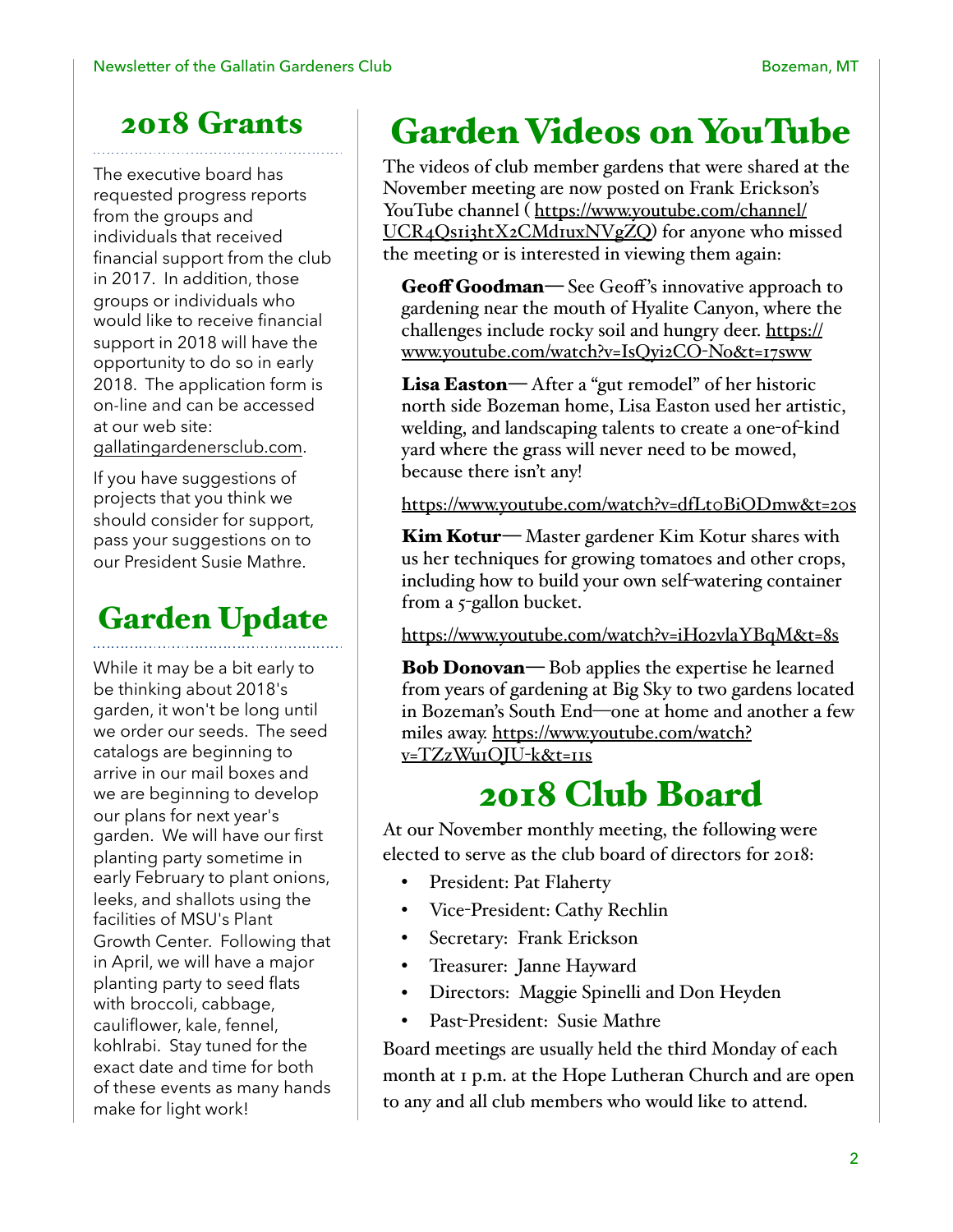## 2018 Grants

The executive board has requested progress reports from the groups and individuals that received financial support from the club in 2017. In addition, those groups or individuals who would like to receive financial support in 2018 will have the opportunity to do so in early 2018. The application form is on-line and can be accessed at our web site: gallatingardenersclub.com.

If you have suggestions of projects that you think we should consider for support, pass your suggestions on to our President Susie Mathre.

## Garden Update

While it may be a bit early to be thinking about 2018's garden, it won't be long until we order our seeds. The seed catalogs are beginning to arrive in our mail boxes and we are beginning to develop our plans for next year's garden. We will have our first planting party sometime in early February to plant onions, leeks, and shallots using the facilities of MSU's Plant Growth Center. Following that in April, we will have a major planting party to seed flats with broccoli, cabbage, cauliflower, kale, fennel, kohlrabi. Stay tuned for the exact date and time for both of these events as many hands make for light work!

# Garden Videos on YouTube

The videos of club member gardens that were shared at the November meeting are now posted on Frank Erickson's YouTube channel ( https://www.youtube.com/channel/UCR4Qs1i3htX2CMd1uxNVgZQ) for anyone who missed the meeting or is interested in viewing them again:

**Geoff Goodman**— See Geoff's innovative approach to gardening near the mouth of Hyalite Canyon, where the challenges include rocky soil and hungry deer. https://www.youtube.com/watch?v=IsQyi2CO-No&t=17sww

**Lisa Easton**— After a "gut remodel" of her historic north side Bozeman home, Lisa Easton used her artistic, welding, and landscaping talents to create a one-of-kind yard where the grass will never need to be mowed, because there isn't any!

https://www.youtube.com/watch?v=dfLt0BiODmw&t=20s

**Kim Kotur**— Master gardener Kim Kotur shares with us her techniques for growing tomatoes and other crops, including how to build your own self-watering container from a 5-gallon bucket.

https://www.youtube.com/watch?v=iHo2vlaYBqM&t=8s

**Bob Donovan**— Bob applies the expertise he learned from years of gardening at Big Sky to two gardens located in Bozeman's South End—one at home and another a few miles away. https://www.youtube.com/watch?v=TZzWu1OJU-k&t=11s

# 2018 Club Board

At our November monthly meeting, the following were elected to serve as the club board of directors for 2018:

- President: Pat Flaherty
- Vice-President: Cathy Rechlin
- Secretary: Frank Erickson
- Treasurer: Janne Hayward
- Directors: Maggie Spinelli and Don Heyden
- Past-President: Susie Mathre

Board meetings are usually held the third Monday of each month at 1 p.m. at the Hope Lutheran Church and are open to any and all club members who would like to attend.